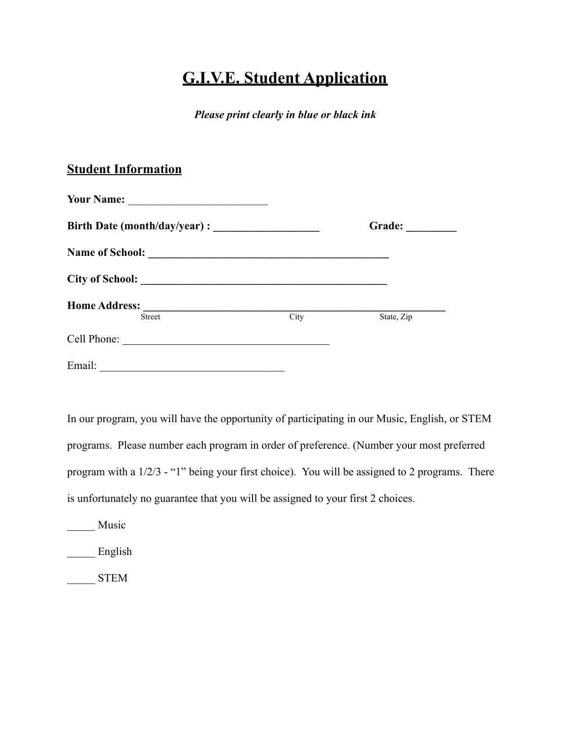# G.I.V.E. Student Application

***Please print clearly in blue or black ink***

## Student Information

**Your Name:** _________________________

**Birth Date (month/day/year) :** ___________________ **Grade:** _________

**Name of School:** _____________________________________________

**City of School:** ______________________________________________

**Home Address:** ________________________________________________________
Street City State, Zip

Cell Phone: ______________________________________

Email: _________________________________

In our program, you will have the opportunity of participating in our Music, English, or STEM programs. Please number each program in order of preference. (Number your most preferred program with a 1/2/3 - "1" being your first choice). You will be assigned to 2 programs. There is unfortunately no guarantee that you will be assigned to your first 2 choices.

_____ Music

_____ English

_____ STEM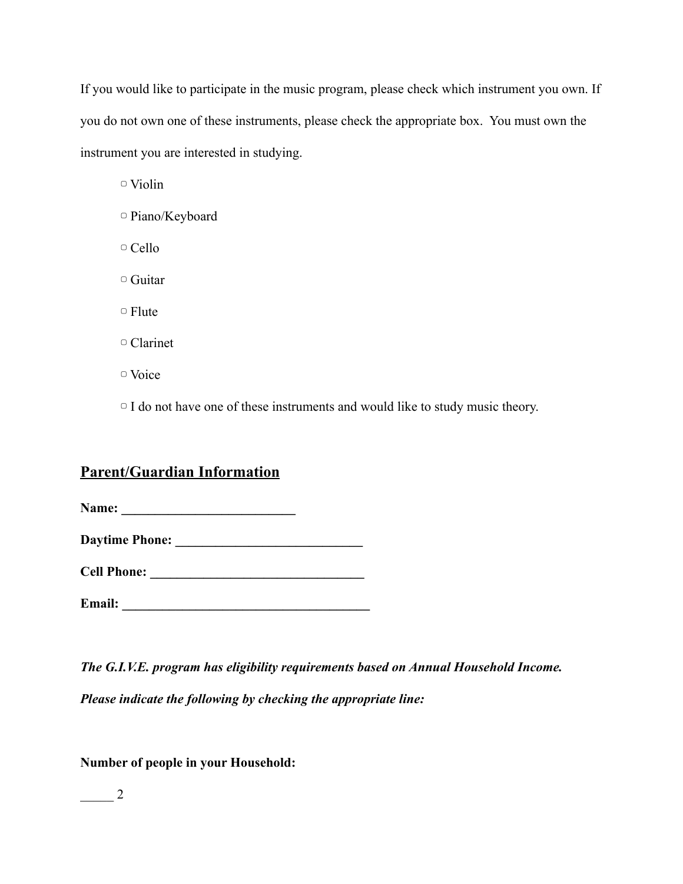If you would like to participate in the music program, please check which instrument you own. If you do not own one of these instruments, please check the appropriate box. You must own the instrument you are interested in studying.

▢ Violin

▢ Piano/Keyboard

▢ Cello

▢ Guitar

▢ Flute

▢ Clarinet

▢ Voice

▢ I do not have one of these instruments and would like to study music theory.

## <u>Parent/Guardian Information</u>

**Name: ___________________________**

**Daytime Phone: _____________________________**

**Cell Phone: _________________________________**

**Email: ______________________________________**

***The G.I.V.E. program has eligibility requirements based on Annual Household Income. Please indicate the following by checking the appropriate line:***

**Number of people in your Household:**

_____ 2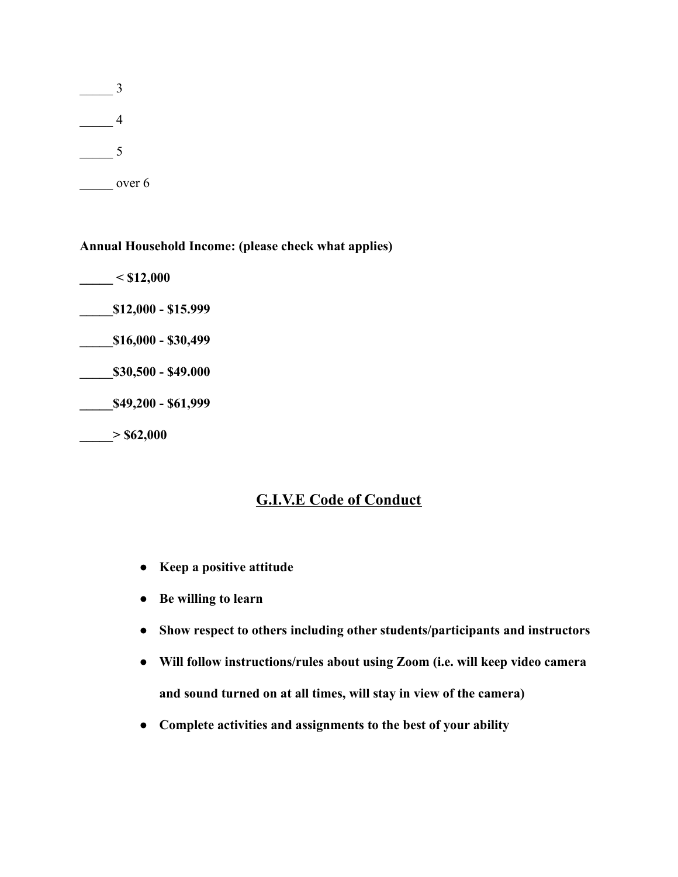_____ 3

_____ 4

_____ 5

_____ over 6

**Annual Household Income: (please check what applies)**

**_____ < $12,000**

**_____$12,000 - $15.999**

**_____$16,000 - $30,499**

**_____$30,500 - $49.000**

**_____$49,200 - $61,999**

**_____> $62,000**

## <u>G.I.V.E Code of Conduct</u>

- **Keep a positive attitude**
- **Be willing to learn**
- **Show respect to others including other students/participants and instructors**
- **Will follow instructions/rules about using Zoom (i.e. will keep video camera and sound turned on at all times, will stay in view of the camera)**
- **Complete activities and assignments to the best of your ability**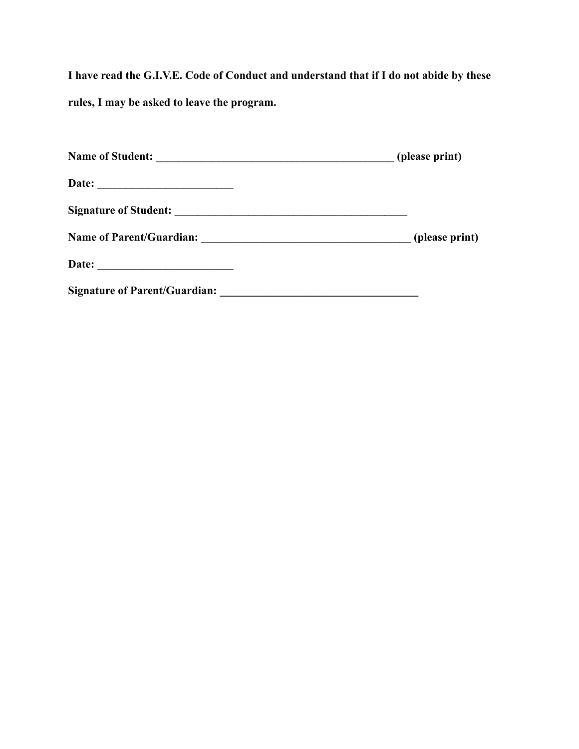**I have read the G.I.V.E. Code of Conduct and understand that if I do not abide by these rules, I may be asked to leave the program.**

**Name of Student: ___________________________________________ (please print)**

**Date: ________________________**

**Signature of Student: __________________________________________**

**Name of Parent/Guardian: _____________________________________ (please print)**

**Date: ________________________**

**Signature of Parent/Guardian: ____________________________________**